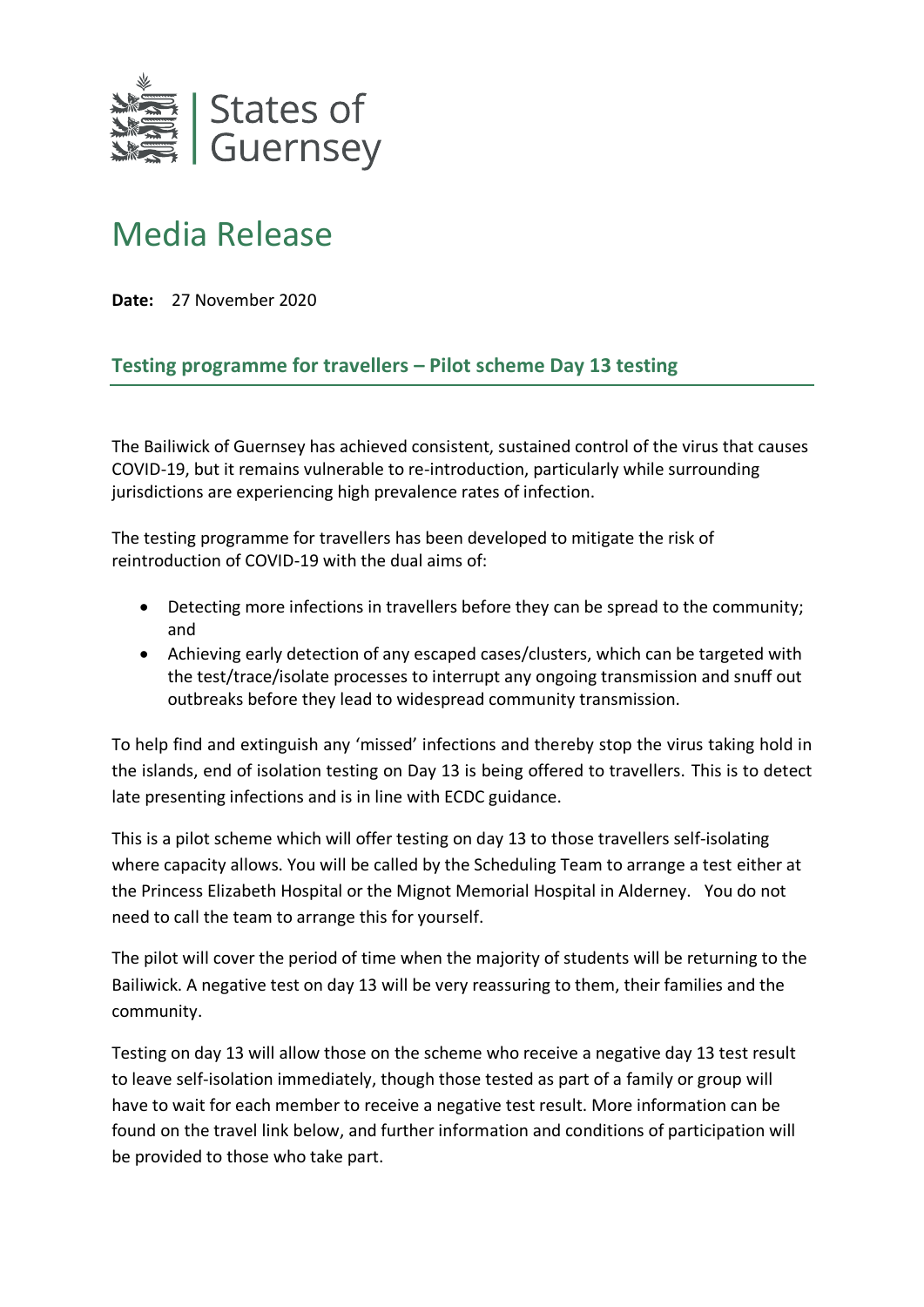States of Guernsey

# Media Release

**Date:** 27 November 2020

## Testing programme for travellers – Pilot scheme Day 13 testing

The Bailiwick of Guernsey has achieved consistent, sustained control of the virus that causes COVID-19, but it remains vulnerable to re-introduction, particularly while surrounding jurisdictions are experiencing high prevalence rates of infection.

The testing programme for travellers has been developed to mitigate the risk of reintroduction of COVID-19 with the dual aims of:

- Detecting more infections in travellers before they can be spread to the community; and
- Achieving early detection of any escaped cases/clusters, which can be targeted with the test/trace/isolate processes to interrupt any ongoing transmission and snuff out outbreaks before they lead to widespread community transmission.

To help find and extinguish any 'missed' infections and thereby stop the virus taking hold in the islands, end of isolation testing on Day 13 is being offered to travellers. This is to detect late presenting infections and is in line with ECDC guidance.

This is a pilot scheme which will offer testing on day 13 to those travellers self-isolating where capacity allows. You will be called by the Scheduling Team to arrange a test either at the Princess Elizabeth Hospital or the Mignot Memorial Hospital in Alderney. You do not need to call the team to arrange this for yourself.

The pilot will cover the period of time when the majority of students will be returning to the Bailiwick. A negative test on day 13 will be very reassuring to them, their families and the community.

Testing on day 13 will allow those on the scheme who receive a negative day 13 test result to leave self-isolation immediately, though those tested as part of a family or group will have to wait for each member to receive a negative test result. More information can be found on the travel link below, and further information and conditions of participation will be provided to those who take part.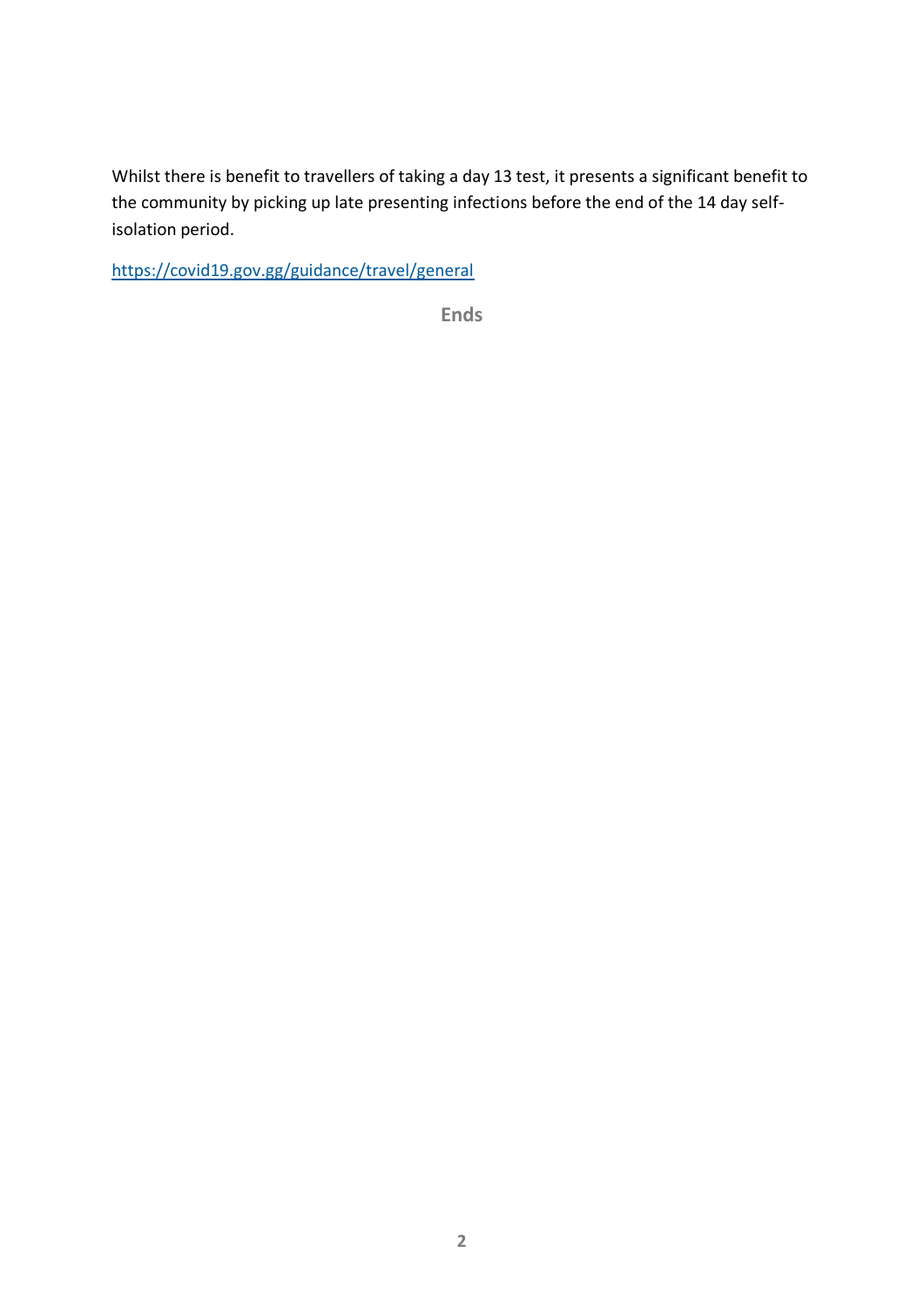Whilst there is benefit to travellers of taking a day 13 test, it presents a significant benefit to the community by picking up late presenting infections before the end of the 14 day self-isolation period.

https://covid19.gov.gg/guidance/travel/general

**Ends**